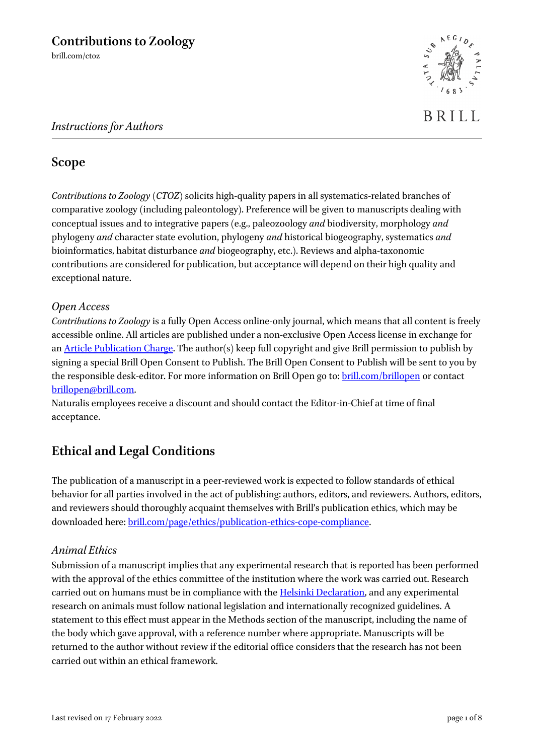# Contributions to Zoology

brill.com/ctoz

BRILL

*Instructions for Authors*

## Scope

*Contributions to Zoology* (*CTOZ*) solicits high-quality papers in all systematics-related branches of comparative zoology (including paleontology). Preference will be given to manuscripts dealing with conceptual issues and to integrative papers (e.g., paleozoology *and* biodiversity, morphology *and* phylogeny *and* character state evolution, phylogeny *and* historical biogeography, systematics *and* bioinformatics, habitat disturbance *and* biogeography, etc.). Reviews and alpha-taxonomic contributions are considered for publication, but acceptance will depend on their high quality and exceptional nature.

### *Open Access*

*Contributions to Zoology* is a fully Open Access online-only journal, which means that all content is freely accessible online. All articles are published under a non-exclusive Open Access license in exchange for an Article Publication Charge. The author(s) keep full copyright and give Brill permission to publish by signing a special Brill Open Consent to Publish. The Brill Open Consent to Publish will be sent to you by the responsible desk-editor. For more information on Brill Open go to: brill.com/brillopen or contact brillopen@brill.com.

Naturalis employees receive a discount and should contact the Editor-in-Chief at time of final acceptance.

## Ethical and Legal Conditions

The publication of a manuscript in a peer-reviewed work is expected to follow standards of ethical behavior for all parties involved in the act of publishing: authors, editors, and reviewers. Authors, editors, and reviewers should thoroughly acquaint themselves with Brill's publication ethics, which may be downloaded here: brill.com/page/ethics/publication-ethics-cope-compliance.

### *Animal Ethics*

Submission of a manuscript implies that any experimental research that is reported has been performed with the approval of the ethics committee of the institution where the work was carried out. Research carried out on humans must be in compliance with the Helsinki Declaration, and any experimental research on animals must follow national legislation and internationally recognized guidelines. A statement to this effect must appear in the Methods section of the manuscript, including the name of the body which gave approval, with a reference number where appropriate. Manuscripts will be returned to the author without review if the editorial office considers that the research has not been carried out within an ethical framework.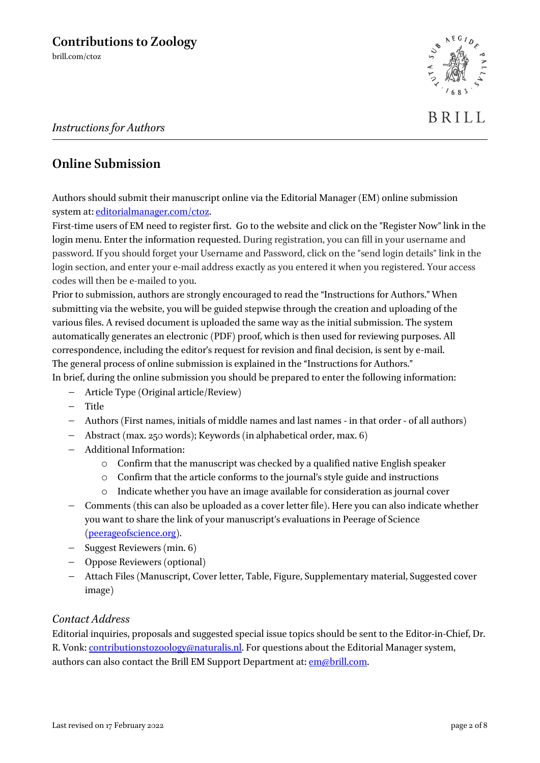## Online Submission

Authors should submit their manuscript online via the Editorial Manager (EM) online submission system at: [editorialmanager.com/ctoz](editorialmanager.com/ctoz).
First-time users of EM need to register first. Go to the website and click on the "Register Now" link in the login menu. Enter the information requested. During registration, you can fill in your username and password. If you should forget your Username and Password, click on the "send login details" link in the login section, and enter your e-mail address exactly as you entered it when you registered. Your access codes will then be e-mailed to you.
Prior to submission, authors are strongly encouraged to read the "Instructions for Authors." When submitting via the website, you will be guided stepwise through the creation and uploading of the various files. A revised document is uploaded the same way as the initial submission. The system automatically generates an electronic (PDF) proof, which is then used for reviewing purposes. All correspondence, including the editor's request for revision and final decision, is sent by e-mail.
The general process of online submission is explained in the "Instructions for Authors."
In brief, during the online submission you should be prepared to enter the following information:

- Article Type (Original article/Review)
- Title
- Authors (First names, initials of middle names and last names - in that order - of all authors)
- Abstract (max. 250 words); Keywords (in alphabetical order, max. 6)
- Additional Information:
  - Confirm that the manuscript was checked by a qualified native English speaker
  - Confirm that the article conforms to the journal's style guide and instructions
  - Indicate whether you have an image available for consideration as journal cover
- Comments (this can also be uploaded as a cover letter file). Here you can also indicate whether you want to share the link of your manuscript's evaluations in Peerage of Science ([peerageofscience.org](peerageofscience.org)).
- Suggest Reviewers (min. 6)
- Oppose Reviewers (optional)
- Attach Files (Manuscript, Cover letter, Table, Figure, Supplementary material, Suggested cover image)

### *Contact Address*

Editorial inquiries, proposals and suggested special issue topics should be sent to the Editor-in-Chief, Dr. R. Vonk: [contributionstozoology@naturalis.nl](mailto:contributionstozoology@naturalis.nl). For questions about the Editorial Manager system, authors can also contact the Brill EM Support Department at: [em@brill.com](mailto:em@brill.com).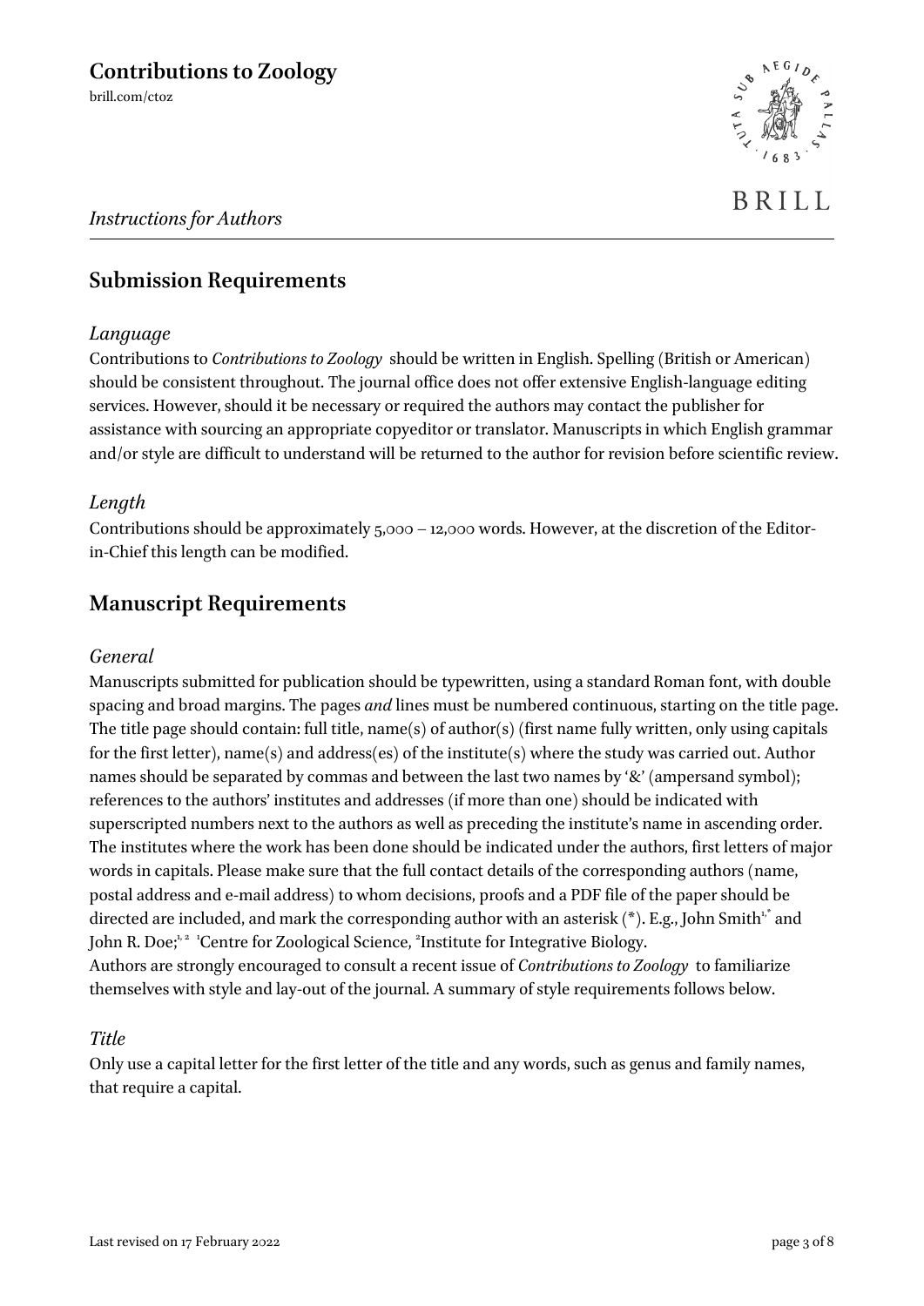## Submission Requirements

### *Language*

Contributions to *Contributions to Zoology* should be written in English. Spelling (British or American) should be consistent throughout. The journal office does not offer extensive English-language editing services. However, should it be necessary or required the authors may contact the publisher for assistance with sourcing an appropriate copyeditor or translator. Manuscripts in which English grammar and/or style are difficult to understand will be returned to the author for revision before scientific review.

### *Length*

Contributions should be approximately 5,000 – 12,000 words. However, at the discretion of the Editor-in-Chief this length can be modified.

## Manuscript Requirements

### *General*

Manuscripts submitted for publication should be typewritten, using a standard Roman font, with double spacing and broad margins. The pages *and* lines must be numbered continuous, starting on the title page. The title page should contain: full title, name(s) of author(s) (first name fully written, only using capitals for the first letter), name(s) and address(es) of the institute(s) where the study was carried out. Author names should be separated by commas and between the last two names by '&' (ampersand symbol); references to the authors' institutes and addresses (if more than one) should be indicated with superscripted numbers next to the authors as well as preceding the institute's name in ascending order. The institutes where the work has been done should be indicated under the authors, first letters of major words in capitals. Please make sure that the full contact details of the corresponding authors (name, postal address and e-mail address) to whom decisions, proofs and a PDF file of the paper should be directed are included, and mark the corresponding author with an asterisk (*). E.g., John Smith[1,*] and John R. Doe;[1,2] [1]Centre for Zoological Science, [2]Institute for Integrative Biology.
Authors are strongly encouraged to consult a recent issue of *Contributions to Zoology* to familiarize themselves with style and lay-out of the journal. A summary of style requirements follows below.

### *Title*

Only use a capital letter for the first letter of the title and any words, such as genus and family names, that require a capital.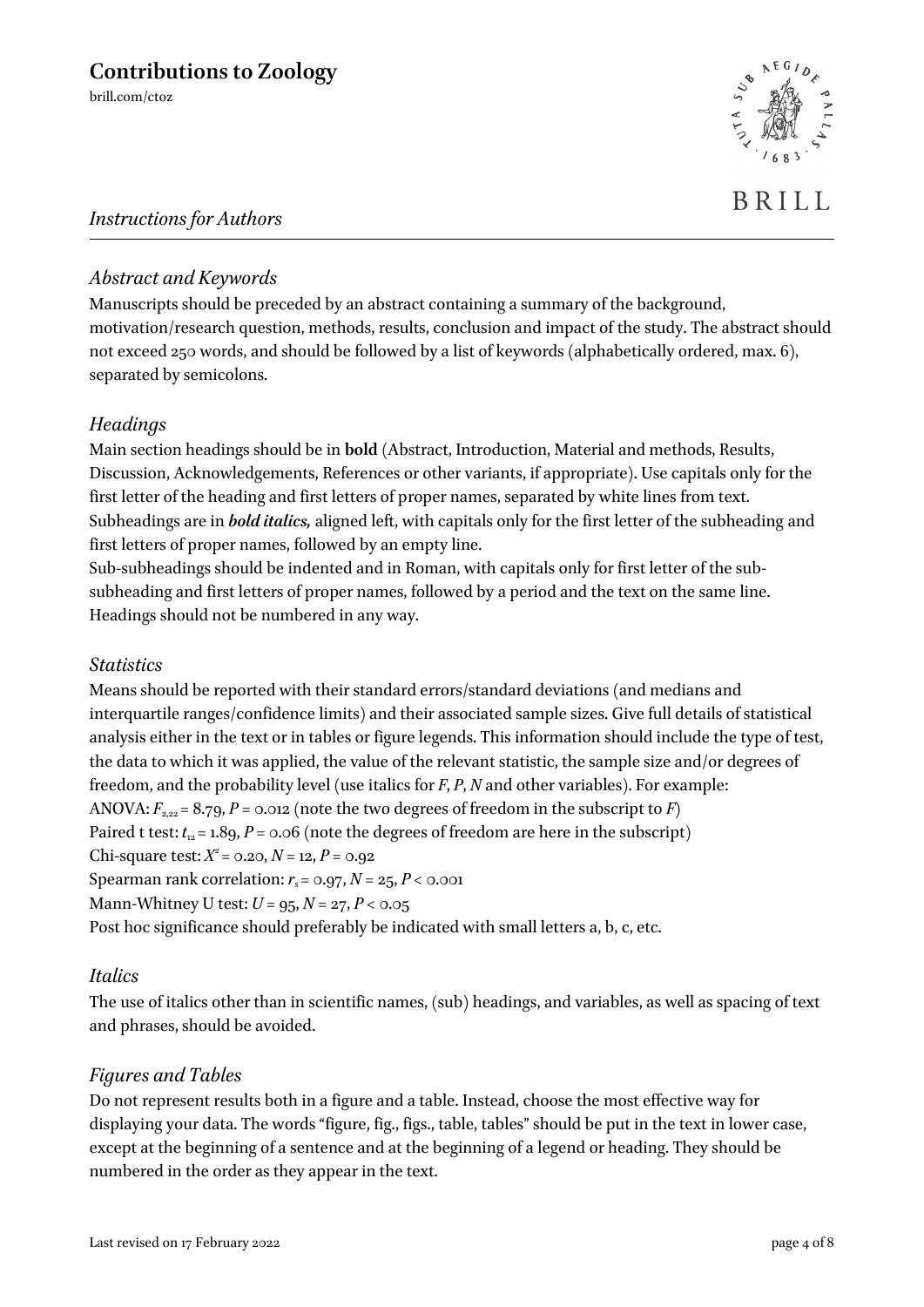## *Abstract and Keywords*

Manuscripts should be preceded by an abstract containing a summary of the background, motivation/research question, methods, results, conclusion and impact of the study. The abstract should not exceed 250 words, and should be followed by a list of keywords (alphabetically ordered, max. 6), separated by semicolons.

## *Headings*

Main section headings should be in **bold** (Abstract, Introduction, Material and methods, Results, Discussion, Acknowledgements, References or other variants, if appropriate). Use capitals only for the first letter of the heading and first letters of proper names, separated by white lines from text. Subheadings are in ***bold italics,*** aligned left, with capitals only for the first letter of the subheading and first letters of proper names, followed by an empty line.
Sub-subheadings should be indented and in Roman, with capitals only for first letter of the sub-subheading and first letters of proper names, followed by a period and the text on the same line. Headings should not be numbered in any way.

## *Statistics*

Means should be reported with their standard errors/standard deviations (and medians and interquartile ranges/confidence limits) and their associated sample sizes. Give full details of statistical analysis either in the text or in tables or figure legends. This information should include the type of test, the data to which it was applied, the value of the relevant statistic, the sample size and/or degrees of freedom, and the probability level (use italics for *F*, *P*, *N* and other variables). For example:
ANOVA: $F_{2,22} = 8.79$, $P = 0.012$ (note the two degrees of freedom in the subscript to *F*)
Paired t test: $t_{12} = 1.89$, $P = 0.06$ (note the degrees of freedom are here in the subscript)
Chi-square test: $X^2 = 0.20$, $N = 12$, $P = 0.92$
Spearman rank correlation: $r_s = 0.97$, $N = 25$, $P < 0.001$
Mann-Whitney U test: $U = 95$, $N = 27$, $P < 0.05$
Post hoc significance should preferably be indicated with small letters a, b, c, etc.

## *Italics*

The use of italics other than in scientific names, (sub) headings, and variables, as well as spacing of text and phrases, should be avoided.

## *Figures and Tables*

Do not represent results both in a figure and a table. Instead, choose the most effective way for displaying your data. The words "figure, fig., figs., table, tables" should be put in the text in lower case, except at the beginning of a sentence and at the beginning of a legend or heading. They should be numbered in the order as they appear in the text.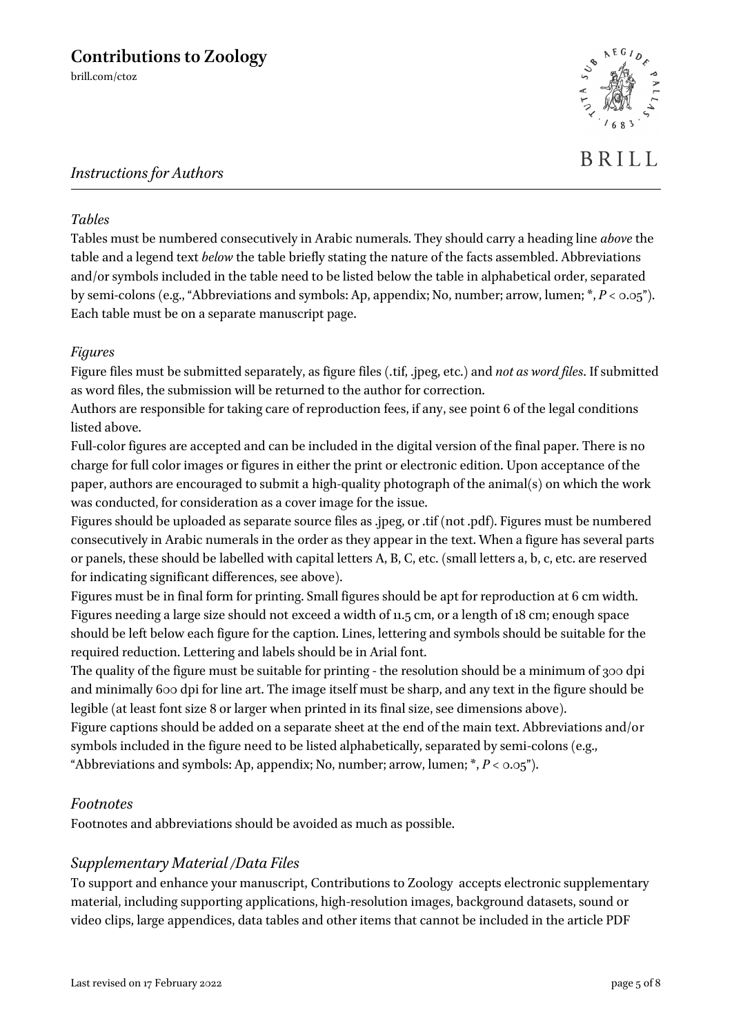### *Tables*

Tables must be numbered consecutively in Arabic numerals. They should carry a heading line *above* the table and a legend text *below* the table briefly stating the nature of the facts assembled. Abbreviations and/or symbols included in the table need to be listed below the table in alphabetical order, separated by semi-colons (e.g., “Abbreviations and symbols: Ap, appendix; No, number; arrow, lumen; *, $P < 0.05$”). Each table must be on a separate manuscript page.

### *Figures*

Figure files must be submitted separately, as figure files (.tif, .jpeg, etc.) and *not as word files*. If submitted as word files, the submission will be returned to the author for correction.

Authors are responsible for taking care of reproduction fees, if any, see point 6 of the legal conditions listed above.

Full-color figures are accepted and can be included in the digital version of the final paper. There is no charge for full color images or figures in either the print or electronic edition. Upon acceptance of the paper, authors are encouraged to submit a high-quality photograph of the animal(s) on which the work was conducted, for consideration as a cover image for the issue.

Figures should be uploaded as separate source files as .jpeg, or .tif (not .pdf). Figures must be numbered consecutively in Arabic numerals in the order as they appear in the text. When a figure has several parts or panels, these should be labelled with capital letters A, B, C, etc. (small letters a, b, c, etc. are reserved for indicating significant differences, see above).

Figures must be in final form for printing. Small figures should be apt for reproduction at 6 cm width. Figures needing a large size should not exceed a width of 11.5 cm, or a length of 18 cm; enough space should be left below each figure for the caption. Lines, lettering and symbols should be suitable for the required reduction. Lettering and labels should be in Arial font.

The quality of the figure must be suitable for printing - the resolution should be a minimum of 300 dpi and minimally 600 dpi for line art. The image itself must be sharp, and any text in the figure should be legible (at least font size 8 or larger when printed in its final size, see dimensions above).

Figure captions should be added on a separate sheet at the end of the main text. Abbreviations and/or symbols included in the figure need to be listed alphabetically, separated by semi-colons (e.g., “Abbreviations and symbols: Ap, appendix; No, number; arrow, lumen; *, $P < 0.05$”).

## *Footnotes*

Footnotes and abbreviations should be avoided as much as possible.

## *Supplementary Material /Data Files*

To support and enhance your manuscript, Contributions to Zoology accepts electronic supplementary material, including supporting applications, high-resolution images, background datasets, sound or video clips, large appendices, data tables and other items that cannot be included in the article PDF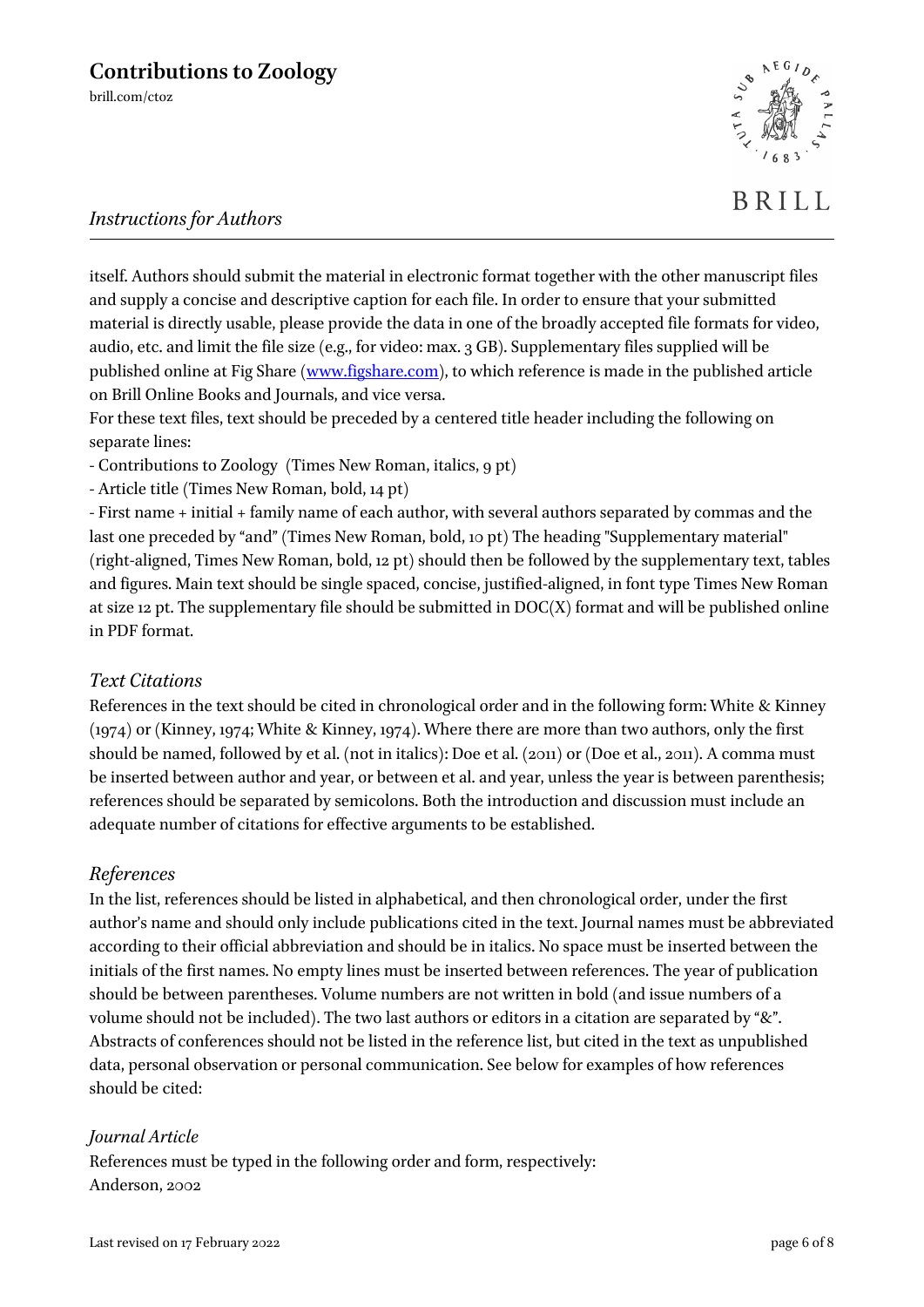itself. Authors should submit the material in electronic format together with the other manuscript files and supply a concise and descriptive caption for each file. In order to ensure that your submitted material is directly usable, please provide the data in one of the broadly accepted file formats for video, audio, etc. and limit the file size (e.g., for video: max. 3 GB). Supplementary files supplied will be published online at Fig Share ([www.figshare.com](www.figshare.com)), to which reference is made in the published article on Brill Online Books and Journals, and vice versa.

For these text files, text should be preceded by a centered title header including the following on separate lines:

- Contributions to Zoology  (Times New Roman, italics, 9 pt)
- Article title (Times New Roman, bold, 14 pt)
- First name + initial + family name of each author, with several authors separated by commas and the last one preceded by "and" (Times New Roman, bold, 10 pt) The heading "Supplementary material" (right-aligned, Times New Roman, bold, 12 pt) should then be followed by the supplementary text, tables and figures. Main text should be single spaced, concise, justified-aligned, in font type Times New Roman at size 12 pt. The supplementary file should be submitted in DOC(X) format and will be published online in PDF format.

## *Text Citations*

References in the text should be cited in chronological order and in the following form: White & Kinney (1974) or (Kinney, 1974; White & Kinney, 1974). Where there are more than two authors, only the first should be named, followed by et al. (not in italics): Doe et al. (2011) or (Doe et al., 2011). A comma must be inserted between author and year, or between et al. and year, unless the year is between parenthesis; references should be separated by semicolons. Both the introduction and discussion must include an adequate number of citations for effective arguments to be established.

## *References*

In the list, references should be listed in alphabetical, and then chronological order, under the first author's name and should only include publications cited in the text. Journal names must be abbreviated according to their official abbreviation and should be in italics. No space must be inserted between the initials of the first names. No empty lines must be inserted between references. The year of publication should be between parentheses. Volume numbers are not written in bold (and issue numbers of a volume should not be included). The two last authors or editors in a citation are separated by "&". Abstracts of conferences should not be listed in the reference list, but cited in the text as unpublished data, personal observation or personal communication. See below for examples of how references should be cited:

### *Journal Article*

References must be typed in the following order and form, respectively:

Anderson, 2002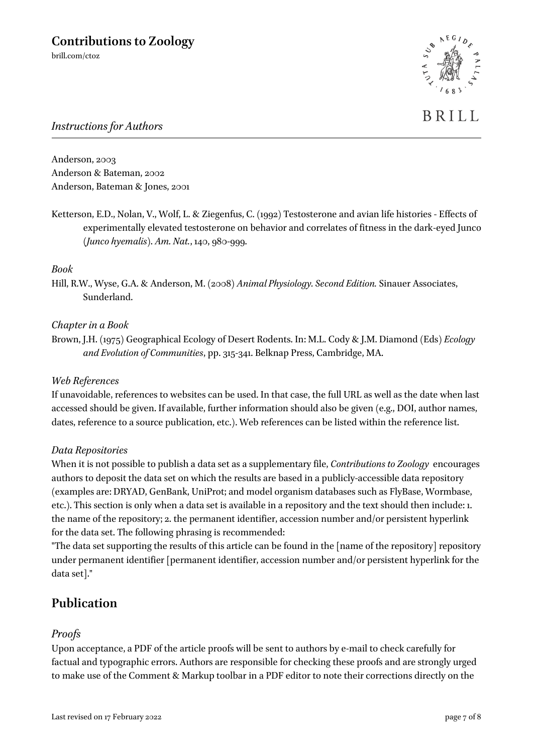Anderson, 2003
Anderson & Bateman, 2002
Anderson, Bateman & Jones, 2001

Ketterson, E.D., Nolan, V., Wolf, L. & Ziegenfus, C. (1992) Testosterone and avian life histories - Effects of experimentally elevated testosterone on behavior and correlates of fitness in the dark-eyed Junco (*Junco hyemalis*). *Am. Nat.*, 140, 980-999.

*Book*

Hill, R.W., Wyse, G.A. & Anderson, M. (2008) *Animal Physiology. Second Edition.* Sinauer Associates, Sunderland.

*Chapter in a Book*

Brown, J.H. (1975) Geographical Ecology of Desert Rodents. In: M.L. Cody & J.M. Diamond (Eds) *Ecology and Evolution of Communities*, pp. 315-341. Belknap Press, Cambridge, MA.

*Web References*

If unavoidable, references to websites can be used. In that case, the full URL as well as the date when last accessed should be given. If available, further information should also be given (e.g., DOI, author names, dates, reference to a source publication, etc.). Web references can be listed within the reference list.

*Data Repositories*

When it is not possible to publish a data set as a supplementary file, *Contributions to Zoology* encourages authors to deposit the data set on which the results are based in a publicly-accessible data repository (examples are: DRYAD, GenBank, UniProt; and model organism databases such as FlyBase, Wormbase, etc.). This section is only when a data set is available in a repository and the text should then include: 1. the name of the repository; 2. the permanent identifier, accession number and/or persistent hyperlink for the data set. The following phrasing is recommended:
"The data set supporting the results of this article can be found in the [name of the repository] repository under permanent identifier [permanent identifier, accession number and/or persistent hyperlink for the data set]."

## Publication

### *Proofs*

Upon acceptance, a PDF of the article proofs will be sent to authors by e-mail to check carefully for factual and typographic errors. Authors are responsible for checking these proofs and are strongly urged to make use of the Comment & Markup toolbar in a PDF editor to note their corrections directly on the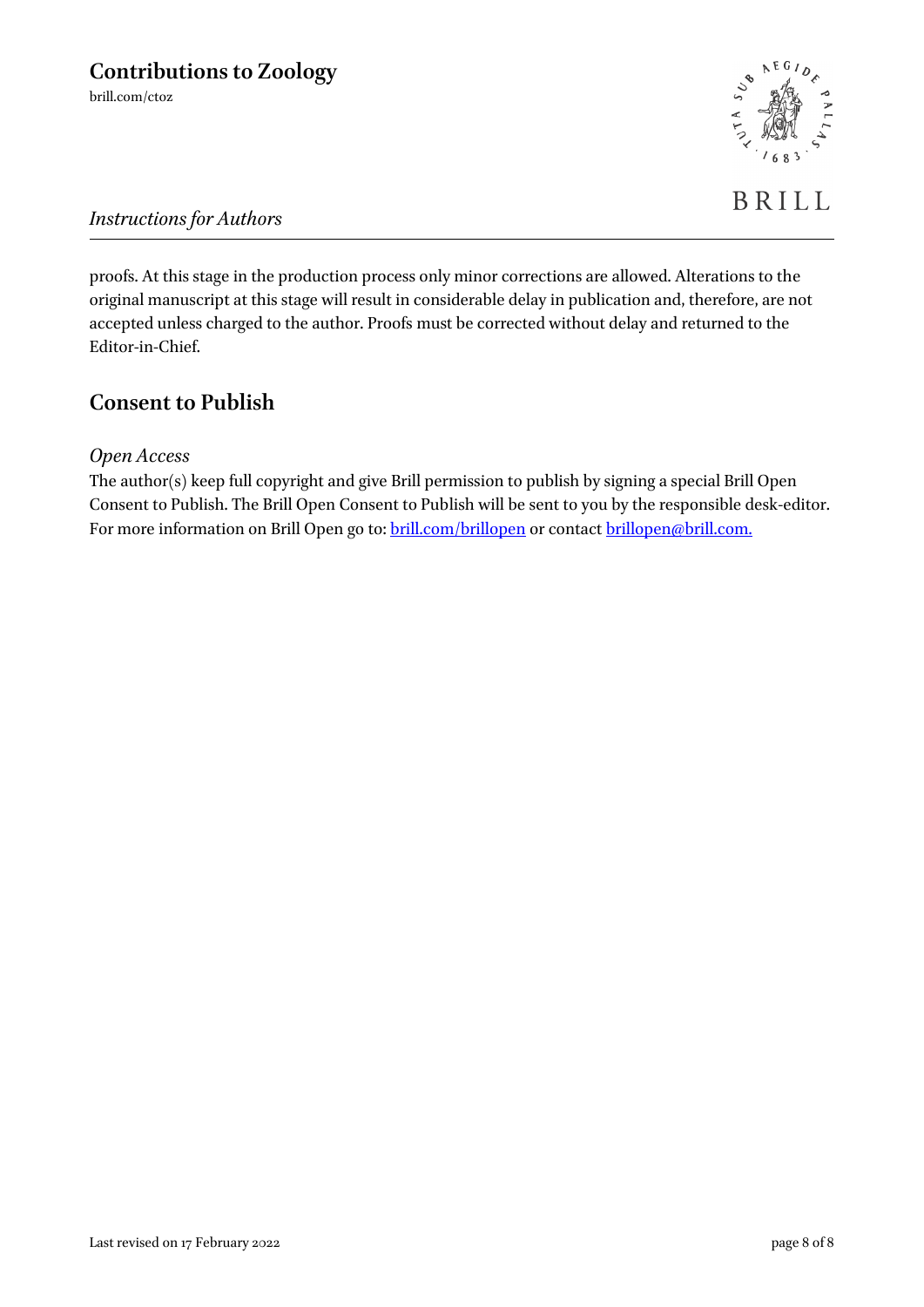proofs. At this stage in the production process only minor corrections are allowed. Alterations to the original manuscript at this stage will result in considerable delay in publication and, therefore, are not accepted unless charged to the author. Proofs must be corrected without delay and returned to the Editor-in-Chief.

## Consent to Publish

*Open Access*

The author(s) keep full copyright and give Brill permission to publish by signing a special Brill Open Consent to Publish. The Brill Open Consent to Publish will be sent to you by the responsible desk-editor. For more information on Brill Open go to: brill.com/brillopen or contact brillopen@brill.com.